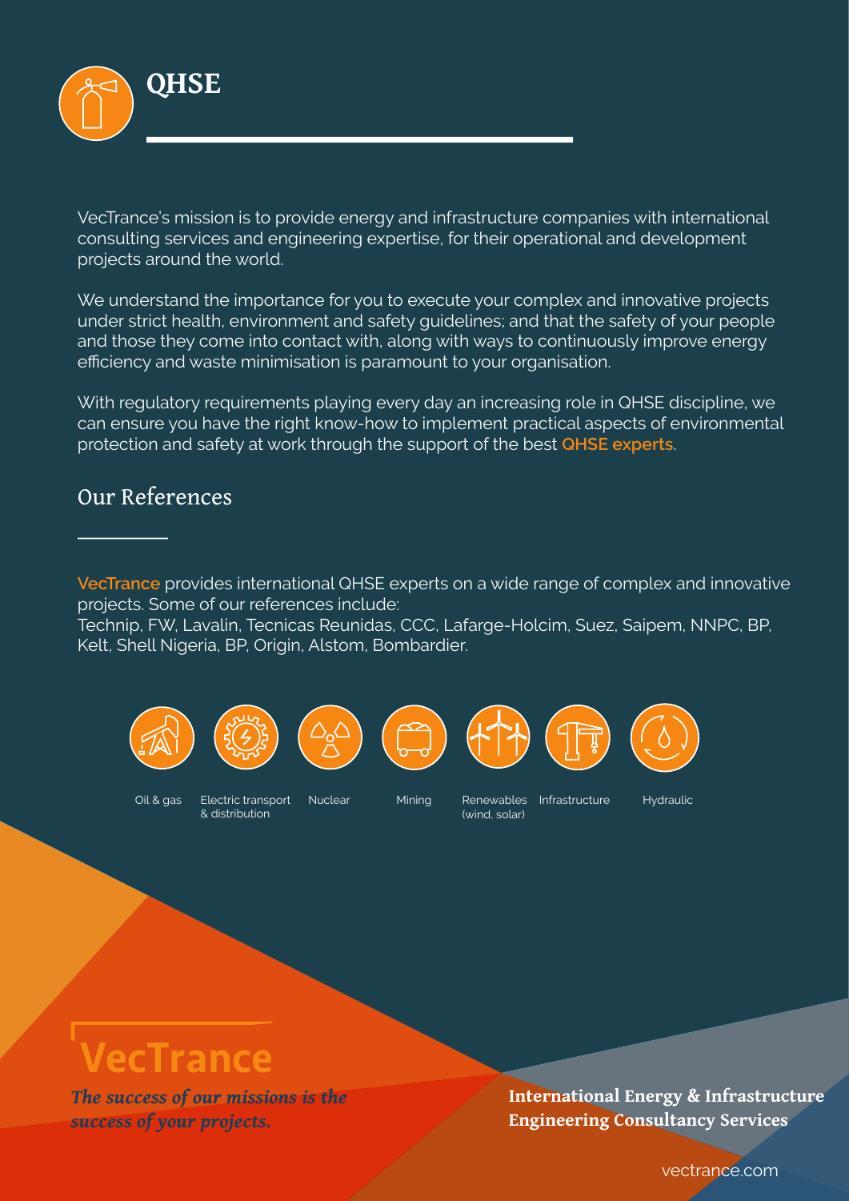# QHSE

VecTrance's mission is to provide energy and infrastructure companies with international consulting services and engineering expertise, for their operational and development projects around the world.

We understand the importance for you to execute your complex and innovative projects under strict health, environment and safety guidelines; and that the safety of your people and those they come into contact with, along with ways to continuously improve energy efficiency and waste minimisation is paramount to your organisation.

With regulatory requirements playing every day an increasing role in QHSE discipline, we can ensure you have the right know-how to implement practical aspects of environmental protection and safety at work through the support of the best **QHSE experts**.

## Our References

**VecTrance** provides international QHSE experts on a wide range of complex and innovative projects. Some of our references include:
Technip, FW, Lavalin, Tecnicas Reunidas, CCC, Lafarge-Holcim, Suez, Saipem, NNPC, BP, Kelt, Shell Nigeria, BP, Origin, Alstom, Bombardier.

Oil & gas | Electric transport & distribution | Nuclear | Mining | Renewables (wind, solar) | Infrastructure | Hydraulic

**VecTrance**

*The success of our missions is the success of your projects.*

**International Energy & Infrastructure Engineering Consultancy Services**

vectrance.com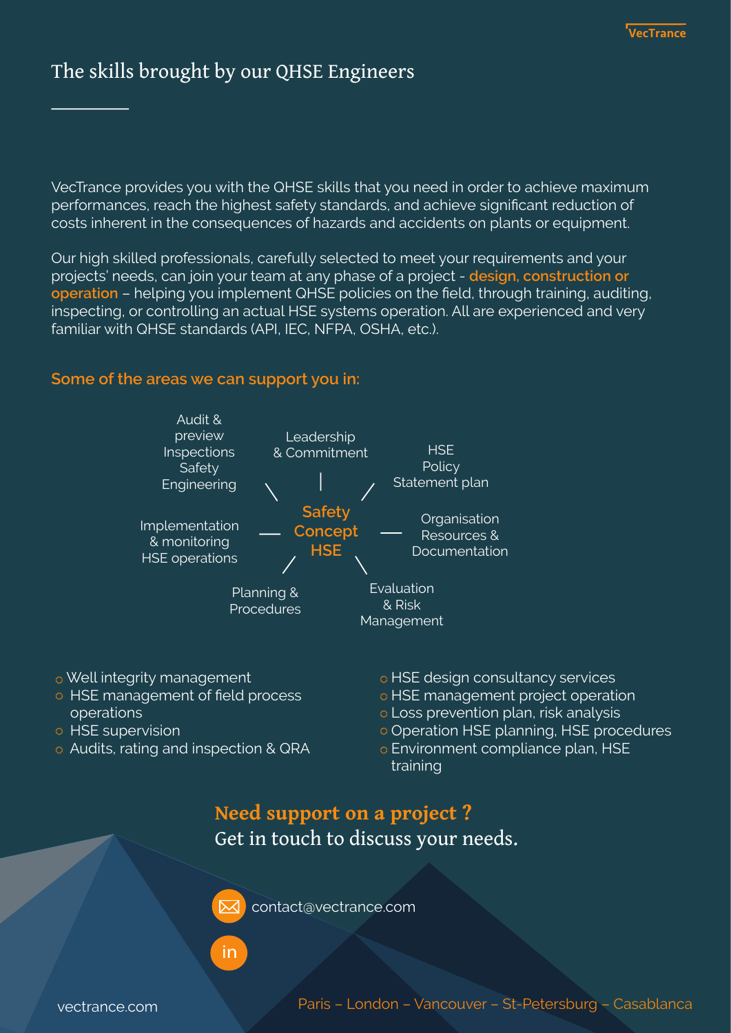# The skills brought by our QHSE Engineers

VecTrance provides you with the QHSE skills that you need in order to achieve maximum performances, reach the highest safety standards, and achieve significant reduction of costs inherent in the consequences of hazards and accidents on plants or equipment.

Our high skilled professionals, carefully selected to meet your requirements and your projects' needs, can join your team at any phase of a project - **design, construction or operation** – helping you implement QHSE policies on the field, through training, auditing, inspecting, or controlling an actual HSE systems operation. All are experienced and very familiar with QHSE standards (API, IEC, NFPA, OSHA, etc.).

## Some of the areas we can support you in:

Safety Concept HSE

Audit & preview Inspections Safety Engineering

Leadership & Commitment

HSE Policy Statement plan

Organisation Resources & Documentation

Evaluation & Risk Management

Planning & Procedures

Implementation & monitoring HSE operations

- Well integrity management
- HSE management of field process operations
- HSE supervision
- Audits, rating and inspection & QRA
- HSE design consultancy services
- HSE management project operation
- Loss prevention plan, risk analysis
- Operation HSE planning, HSE procedures
- Environment compliance plan, HSE training

**Need support on a project ?**
Get in touch to discuss your needs.

contact@vectrance.com

vectrance.com

Paris – London – Vancouver – St-Petersburg – Casablanca